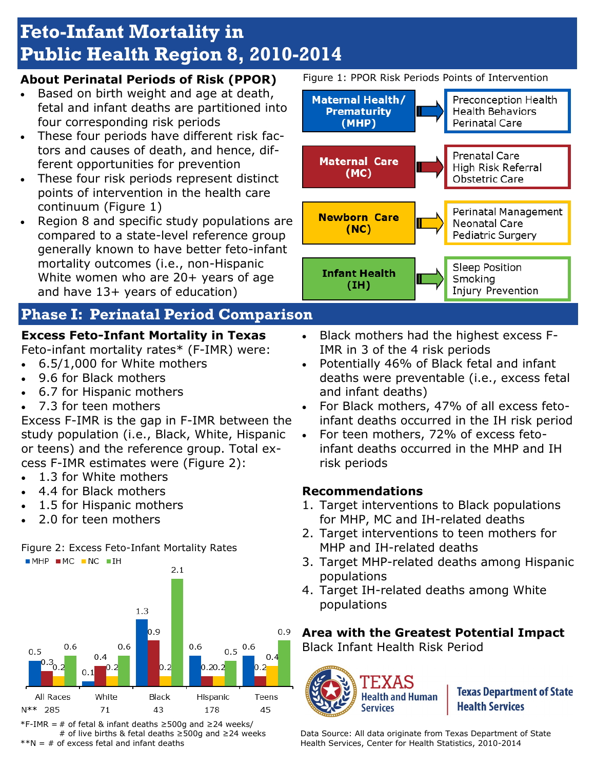# Feto-Infant Mortality in Public Health Region 8, 2010-2014

### About Perinatal Periods of Risk (PPOR)

- Based on birth weight and age at death, fetal and infant deaths are partitioned into four corresponding risk periods
- These four periods have different risk factors and causes of death, and hence, different opportunities for prevention
- These four risk periods represent distinct points of intervention in the health care continuum (Figure 1)
- Region 8 and specific study populations are compared to a state-level reference group generally known to have better feto-infant mortality outcomes (i.e., non-Hispanic White women who are 20+ years of age and have 13+ years of education)

Figure 1: PPOR Risk Periods Points of Intervention

| Risk Period | Points of Intervention |
|---|---|
| Maternal Health/ Prematurity (MHP) | Preconception Health, Health Behaviors, Perinatal Care |
| Maternal Care (MC) | Prenatal Care, High Risk Referral, Obstetric Care |
| Newborn Care (NC) | Perinatal Management, Neonatal Care, Pediatric Surgery |
| Infant Health (IH) | Sleep Position, Smoking, Injury Prevention |

## Phase I: Perinatal Period Comparison

### Excess Feto-Infant Mortality in Texas

Feto-infant mortality rates* (F-IMR) were:

- 6.5/1,000 for White mothers
- 9.6 for Black mothers
- 6.7 for Hispanic mothers
- 7.3 for teen mothers

Excess F-IMR is the gap in F-IMR between the study population (i.e., Black, White, Hispanic or teens) and the reference group. Total excess F-IMR estimates were (Figure 2):

- 1.3 for White mothers
- 4.4 for Black mothers
- 1.5 for Hispanic mothers
- 2.0 for teen mothers

Figure 2: Excess Feto-Infant Mortality Rates

| | All Races | White | Black | Hispanic | Teens |
|---|---|---|---|---|---|
| MHP | 0.5 | 0.1 | 1.3 | 0.6 | 0.6 |
| MC | 0.3 | 0.4 | 0.9 | 0.2 | 0.2 |
| NC | 0.2 | 0.2 | 0.2 | 0.2 | 0.4 |
| IH | 0.6 | 0.6 | 2.1 | 0.5 | 0.9 |
| N** | 285 | 71 | 43 | 178 | 45 |

*F-IMR = # of fetal & infant deaths ≥500g and ≥24 weeks/ # of live births & fetal deaths ≥500g and ≥24 weeks

**N = # of excess fetal and infant deaths

- Black mothers had the highest excess F-IMR in 3 of the 4 risk periods
- Potentially 46% of Black fetal and infant deaths were preventable (i.e., excess fetal and infant deaths)
- For Black mothers, 47% of all excess feto-infant deaths occurred in the IH risk period
- For teen mothers, 72% of excess feto-infant deaths occurred in the MHP and IH risk periods

### Recommendations

1. Target interventions to Black populations for MHP, MC and IH-related deaths
2. Target interventions to teen mothers for MHP and IH-related deaths
3. Target MHP-related deaths among Hispanic populations
4. Target IH-related deaths among White populations

### Area with the Greatest Potential Impact

Black Infant Health Risk Period

Texas Health and Human Services | Texas Department of State Health Services

Data Source: All data originate from Texas Department of State Health Services, Center for Health Statistics, 2010-2014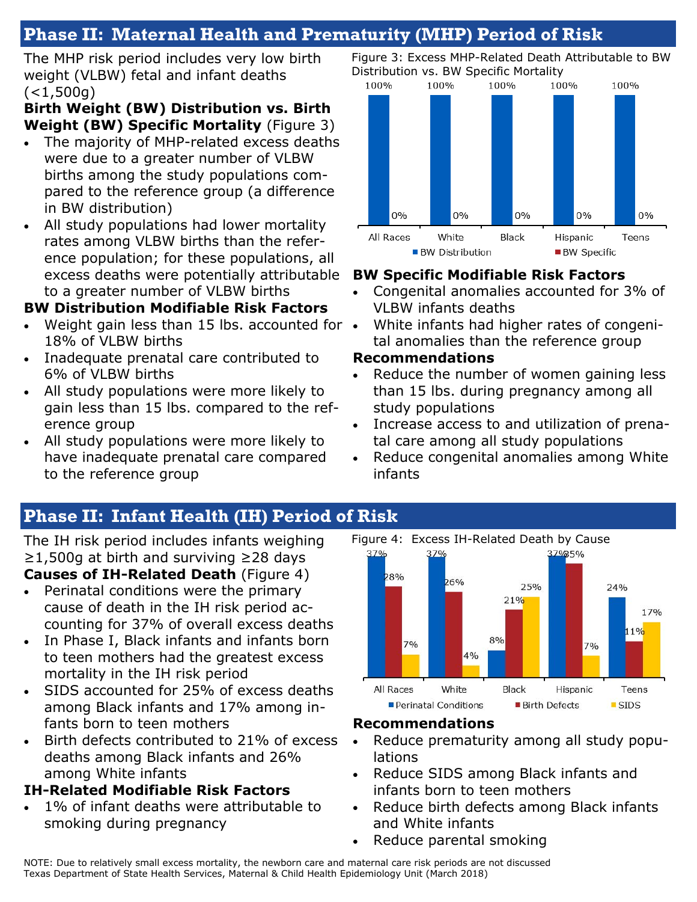## Phase II: Maternal Health and Prematurity (MHP) Period of Risk

The MHP risk period includes very low birth weight (VLBW) fetal and infant deaths (<1,500g)

**Birth Weight (BW) Distribution vs. Birth Weight (BW) Specific Mortality** (Figure 3)

- The majority of MHP-related excess deaths were due to a greater number of VLBW births among the study populations compared to the reference group (a difference in BW distribution)
- All study populations had lower mortality rates among VLBW births than the reference population; for these populations, all excess deaths were potentially attributable to a greater number of VLBW births

**BW Distribution Modifiable Risk Factors**

- Weight gain less than 15 lbs. accounted for 18% of VLBW births
- Inadequate prenatal care contributed to 6% of VLBW births
- All study populations were more likely to gain less than 15 lbs. compared to the reference group
- All study populations were more likely to have inadequate prenatal care compared to the reference group

Figure 3: Excess MHP-Related Death Attributable to BW Distribution vs. BW Specific Mortality

100% 0%
All Races
100% 0%
White
100% 0%
Black
100% 0%
Hispanic
100% 0%
Teens

BW Distribution
BW Specific

**BW Specific Modifiable Risk Factors**

- Congenital anomalies accounted for 3% of VLBW infants deaths
- White infants had higher rates of congenital anomalies than the reference group

**Recommendations**

- Reduce the number of women gaining less than 15 lbs. during pregnancy among all study populations
- Increase access to and utilization of prenatal care among all study populations
- Reduce congenital anomalies among White infants

## Phase II: Infant Health (IH) Period of Risk

The IH risk period includes infants weighing ≥1,500g at birth and surviving ≥28 days

**Causes of IH-Related Death** (Figure 4)

- Perinatal conditions were the primary cause of death in the IH risk period accounting for 37% of overall excess deaths
- In Phase I, Black infants and infants born to teen mothers had the greatest excess mortality in the IH risk period
- SIDS accounted for 25% of excess deaths among Black infants and 17% among infants born to teen mothers
- Birth defects contributed to 21% of excess deaths among Black infants and 26% among White infants

**IH-Related Modifiable Risk Factors**

- 1% of infant deaths were attributable to smoking during pregnancy

Figure 4: Excess IH-Related Death by Cause

37% 28% 7%
All Races
37% 26% 4%
White
8% 21% 25%
Black
37% 35% 7%
Hispanic
24% 11% 17%
Teens

Perinatal Conditions
Birth Defects
SIDS

**Recommendations**

- Reduce prematurity among all study populations
- Reduce SIDS among Black infants and infants born to teen mothers
- Reduce birth defects among Black infants and White infants
- Reduce parental smoking

NOTE: Due to relatively small excess mortality, the newborn care and maternal care risk periods are not discussed
Texas Department of State Health Services, Maternal & Child Health Epidemiology Unit (March 2018)